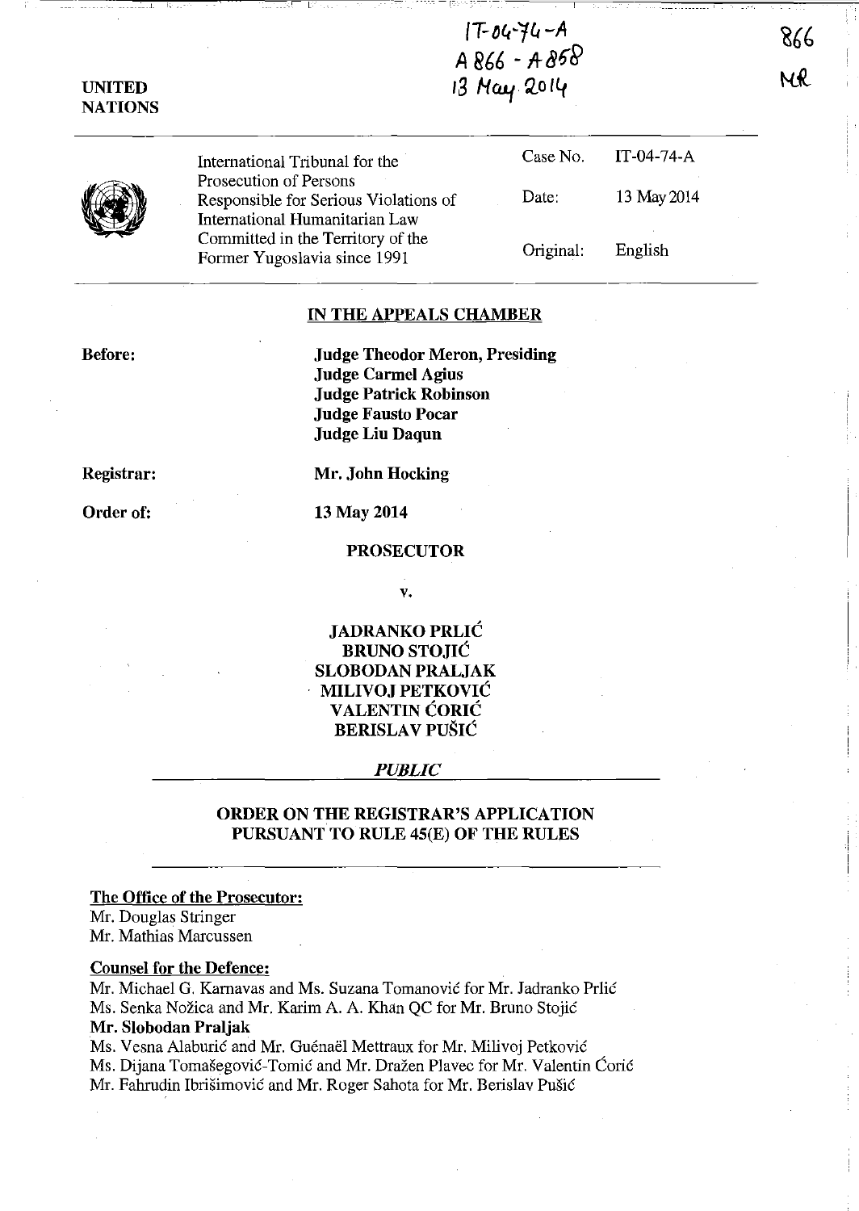IT-04-74-A
A 866 - A 858
13 May 2014

866
MR

UNITED NATIONS

| | | |
|---|---|---|
| International Tribunal for the Prosecution of Persons Responsible for Serious Violations of International Humanitarian Law Committed in the Territory of the Former Yugoslavia since 1991 | Case No. | IT-04-74-A |
| | Date: | 13 May 2014 |
| | Original: | English |

## IN THE APPEALS CHAMBER

**Before:**

**Judge Theodor Meron, Presiding**
**Judge Carmel Agius**
**Judge Patrick Robinson**
**Judge Fausto Pocar**
**Judge Liu Daqun**

**Registrar:** Mr. John Hocking

**Order of:** 13 May 2014

**PROSECUTOR**

v.

**JADRANKO PRLIĆ**
**BRUNO STOJIĆ**
**SLOBODAN PRALJAK**
**MILIVOJ PETKOVIĆ**
**VALENTIN ĆORIĆ**
**BERISLAV PUŠIĆ**

***PUBLIC***

## ORDER ON THE REGISTRAR'S APPLICATION PURSUANT TO RULE 45(E) OF THE RULES

**The Office of the Prosecutor:**
Mr. Douglas Stringer
Mr. Mathias Marcussen

**Counsel for the Defence:**
Mr. Michael G. Karnavas and Ms. Suzana Tomanović for Mr. Jadranko Prlić
Ms. Senka Nožica and Mr. Karim A. A. Khan QC for Mr. Bruno Stojić
**Mr. Slobodan Praljak**
Ms. Vesna Alaburić and Mr. Guénaël Mettraux for Mr. Milivoj Petković
Ms. Dijana Tomašegović-Tomić and Mr. Dražen Plavec for Mr. Valentin Ćorić
Mr. Fahrudin Ibrišimović and Mr. Roger Sahota for Mr. Berislav Pušić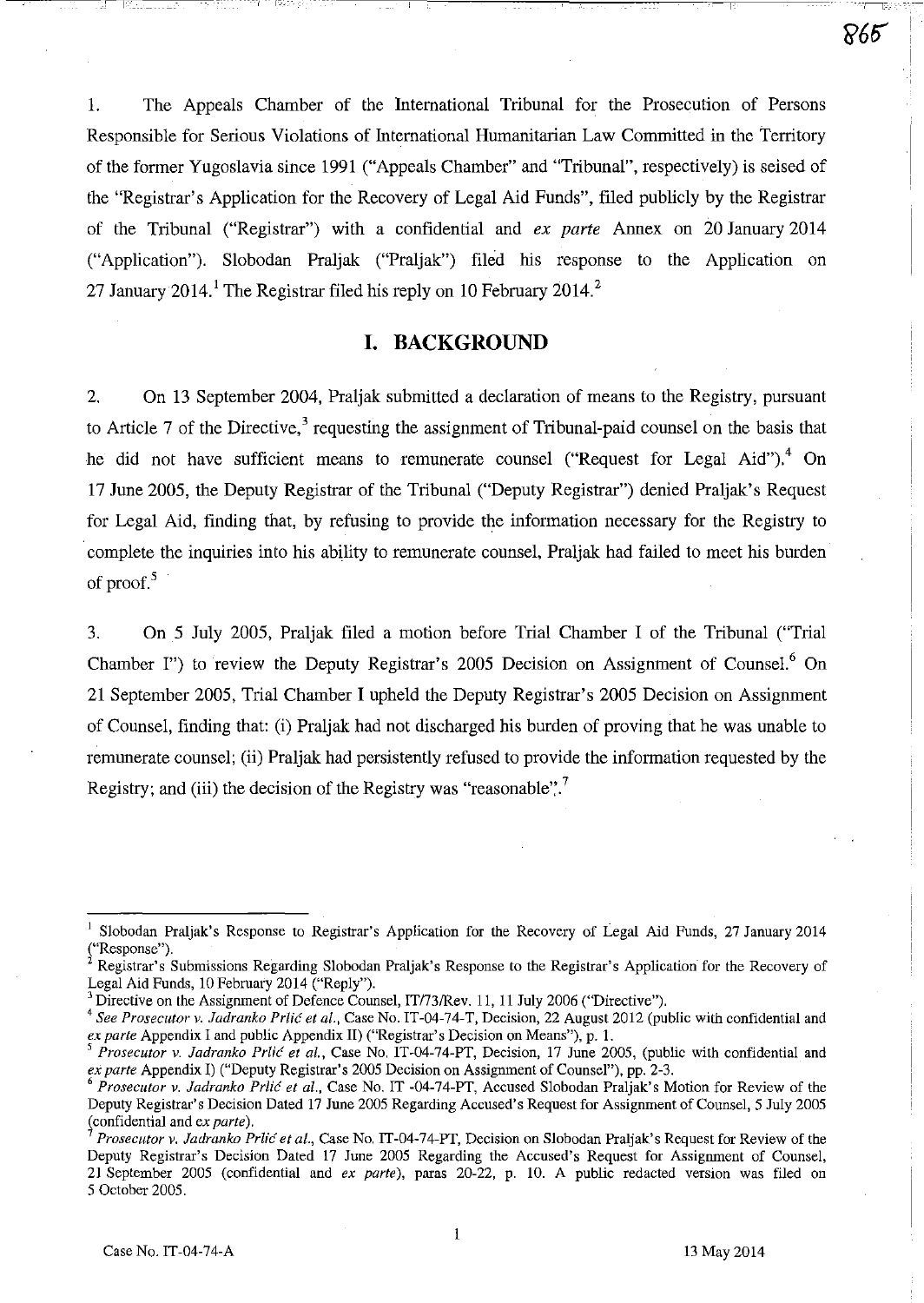1. The Appeals Chamber of the International Tribunal for the Prosecution of Persons Responsible for Serious Violations of International Humanitarian Law Committed in the Territory of the former Yugoslavia since 1991 ("Appeals Chamber" and "Tribunal", respectively) is seised of the "Registrar's Application for the Recovery of Legal Aid Funds", filed publicly by the Registrar of the Tribunal ("Registrar") with a confidential and *ex parte* Annex on 20 January 2014 ("Application"). Slobodan Praljak ("Praljak") filed his response to the Application on 27 January 2014.[1] The Registrar filed his reply on 10 February 2014.[2]

## I. BACKGROUND

2. On 13 September 2004, Praljak submitted a declaration of means to the Registry, pursuant to Article 7 of the Directive,[3] requesting the assignment of Tribunal-paid counsel on the basis that he did not have sufficient means to remunerate counsel ("Request for Legal Aid").[4] On 17 June 2005, the Deputy Registrar of the Tribunal ("Deputy Registrar") denied Praljak's Request for Legal Aid, finding that, by refusing to provide the information necessary for the Registry to complete the inquiries into his ability to remunerate counsel, Praljak had failed to meet his burden of proof.[5]

3. On 5 July 2005, Praljak filed a motion before Trial Chamber I of the Tribunal ("Trial Chamber I") to review the Deputy Registrar's 2005 Decision on Assignment of Counsel.[6] On 21 September 2005, Trial Chamber I upheld the Deputy Registrar's 2005 Decision on Assignment of Counsel, finding that: (i) Praljak had not discharged his burden of proving that he was unable to remunerate counsel; (ii) Praljak had persistently refused to provide the information requested by the Registry; and (iii) the decision of the Registry was "reasonable".[7]

---

[1] Slobodan Praljak's Response to Registrar's Application for the Recovery of Legal Aid Funds, 27 January 2014 ("Response").

[2] Registrar's Submissions Regarding Slobodan Praljak's Response to the Registrar's Application for the Recovery of Legal Aid Funds, 10 February 2014 ("Reply").

[3] Directive on the Assignment of Defence Counsel, IT/73/Rev. 11, 11 July 2006 ("Directive").

[4] *See Prosecutor v. Jadranko Prlić et al.*, Case No. IT-04-74-T, Decision, 22 August 2012 (public with confidential and *ex parte* Appendix I and public Appendix II) ("Registrar's Decision on Means"), p. 1.

[5] *Prosecutor v. Jadranko Prlić et al.*, Case No. IT-04-74-PT, Decision, 17 June 2005, (public with confidential and *ex parte* Appendix I) ("Deputy Registrar's 2005 Decision on Assignment of Counsel"), pp. 2-3.

[6] *Prosecutor v. Jadranko Prlić et al.*, Case No. IT -04-74-PT, Accused Slobodan Praljak's Motion for Review of the Deputy Registrar's Decision Dated 17 June 2005 Regarding Accused's Request for Assignment of Counsel, 5 July 2005 (confidential and *ex parte*).

[7] *Prosecutor v. Jadranko Prlić et al.*, Case No. IT-04-74-PT, Decision on Slobodan Praljak's Request for Review of the Deputy Registrar's Decision Dated 17 June 2005 Regarding the Accused's Request for Assignment of Counsel, 21 September 2005 (confidential and *ex parte*), paras 20-22, p. 10. A public redacted version was filed on 5 October 2005.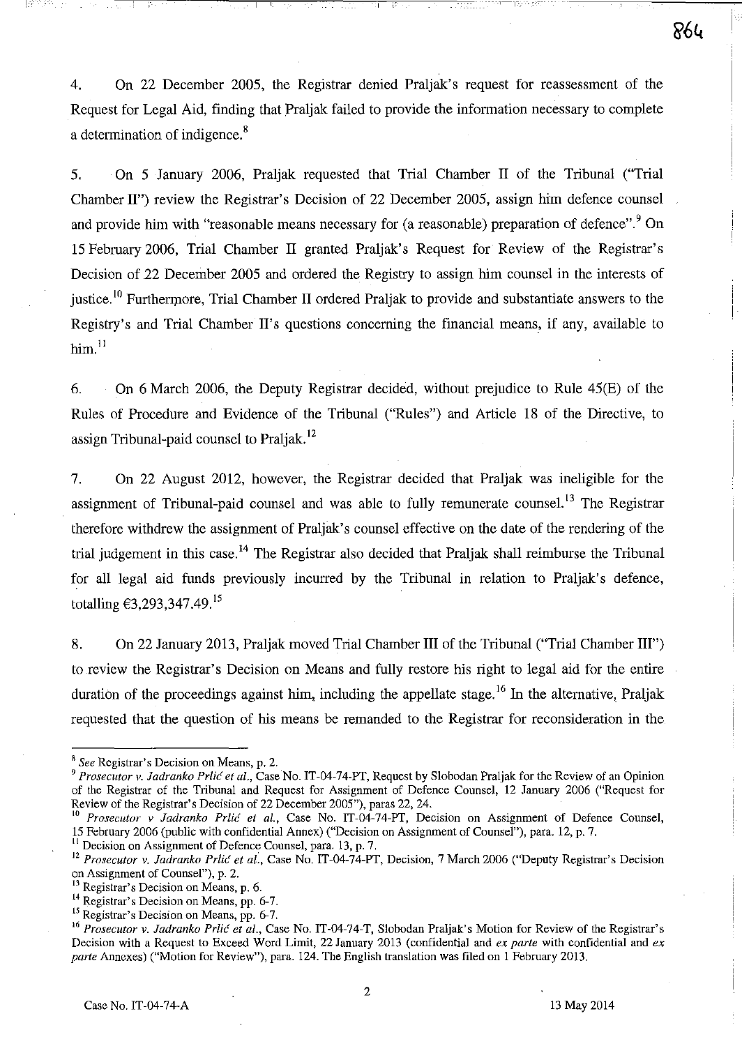4. On 22 December 2005, the Registrar denied Praljak's request for reassessment of the Request for Legal Aid, finding that Praljak failed to provide the information necessary to complete a determination of indigence.[8]

5. On 5 January 2006, Praljak requested that Trial Chamber II of the Tribunal ("Trial Chamber II") review the Registrar's Decision of 22 December 2005, assign him defence counsel and provide him with "reasonable means necessary for (a reasonable) preparation of defence".[9] On 15 February 2006, Trial Chamber II granted Praljak's Request for Review of the Registrar's Decision of 22 December 2005 and ordered the Registry to assign him counsel in the interests of justice.[10] Furthermore, Trial Chamber II ordered Praljak to provide and substantiate answers to the Registry's and Trial Chamber II's questions concerning the financial means, if any, available to him.[11]

6. On 6 March 2006, the Deputy Registrar decided, without prejudice to Rule 45(E) of the Rules of Procedure and Evidence of the Tribunal ("Rules") and Article 18 of the Directive, to assign Tribunal-paid counsel to Praljak.[12]

7. On 22 August 2012, however, the Registrar decided that Praljak was ineligible for the assignment of Tribunal-paid counsel and was able to fully remunerate counsel.[13] The Registrar therefore withdrew the assignment of Praljak's counsel effective on the date of the rendering of the trial judgement in this case.[14] The Registrar also decided that Praljak shall reimburse the Tribunal for all legal aid funds previously incurred by the Tribunal in relation to Praljak's defence, totalling €3,293,347.49.[15]

8. On 22 January 2013, Praljak moved Trial Chamber III of the Tribunal ("Trial Chamber III") to review the Registrar's Decision on Means and fully restore his right to legal aid for the entire duration of the proceedings against him, including the appellate stage.[16] In the alternative, Praljak requested that the question of his means be remanded to the Registrar for reconsideration in the

---

[8] *See* Registrar's Decision on Means, p. 2.

[9] *Prosecutor v. Jadranko Prlić et al.*, Case No. IT-04-74-PT, Request by Slobodan Praljak for the Review of an Opinion of the Registrar of the Tribunal and Request for Assignment of Defence Counsel, 12 January 2006 ("Request for Review of the Registrar's Decision of 22 December 2005"), paras 22, 24.

[10] *Prosecutor v Jadranko Prlić et al.*, Case No. IT-04-74-PT, Decision on Assignment of Defence Counsel, 15 February 2006 (public with confidential Annex) ("Decision on Assignment of Counsel"), para. 12, p. 7.

[11] Decision on Assignment of Defence Counsel, para. 13, p. 7.

[12] *Prosecutor v. Jadranko Prlić et al.*, Case No. IT-04-74-PT, Decision, 7 March 2006 ("Deputy Registrar's Decision on Assignment of Counsel"), p. 2.

[13] Registrar's Decision on Means, p. 6.

[14] Registrar's Decision on Means, pp. 6-7.

[15] Registrar's Decision on Means, pp. 6-7.

[16] *Prosecutor v. Jadranko Prlić et al.*, Case No. IT-04-74-T, Slobodan Praljak's Motion for Review of the Registrar's Decision with a Request to Exceed Word Limit, 22 January 2013 (confidential and *ex parte* with confidential and *ex parte* Annexes) ("Motion for Review"), para. 124. The English translation was filed on 1 February 2013.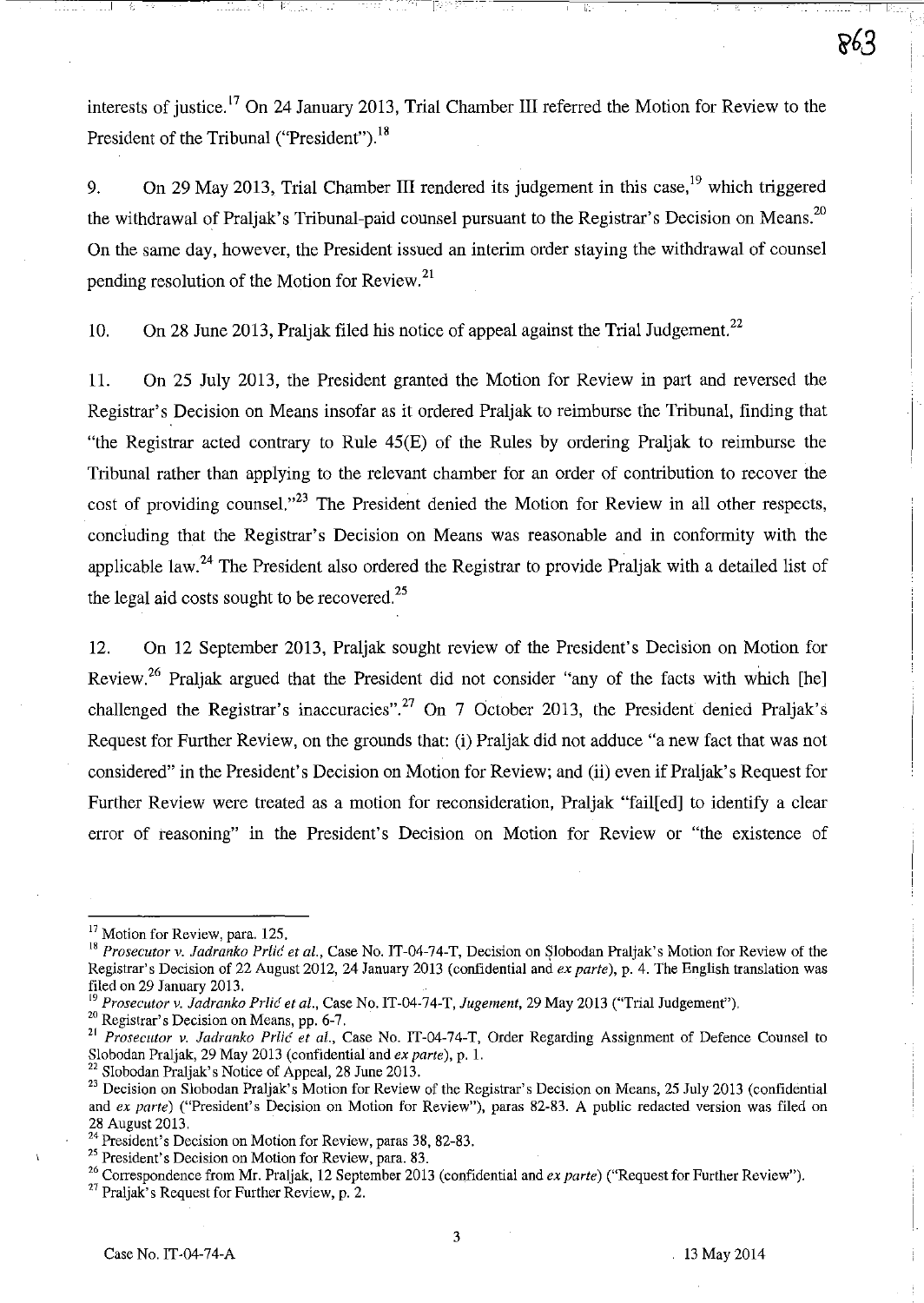interests of justice.[17] On 24 January 2013, Trial Chamber III referred the Motion for Review to the President of the Tribunal ("President").[18]

9. On 29 May 2013, Trial Chamber III rendered its judgement in this case,[19] which triggered the withdrawal of Praljak's Tribunal-paid counsel pursuant to the Registrar's Decision on Means.[20] On the same day, however, the President issued an interim order staying the withdrawal of counsel pending resolution of the Motion for Review.[21]

10. On 28 June 2013, Praljak filed his notice of appeal against the Trial Judgement.[22]

11. On 25 July 2013, the President granted the Motion for Review in part and reversed the Registrar's Decision on Means insofar as it ordered Praljak to reimburse the Tribunal, finding that "the Registrar acted contrary to Rule 45(E) of the Rules by ordering Praljak to reimburse the Tribunal rather than applying to the relevant chamber for an order of contribution to recover the cost of providing counsel."[23] The President denied the Motion for Review in all other respects, concluding that the Registrar's Decision on Means was reasonable and in conformity with the applicable law.[24] The President also ordered the Registrar to provide Praljak with a detailed list of the legal aid costs sought to be recovered.[25]

12. On 12 September 2013, Praljak sought review of the President's Decision on Motion for Review.[26] Praljak argued that the President did not consider "any of the facts with which [he] challenged the Registrar's inaccuracies".[27] On 7 October 2013, the President denied Praljak's Request for Further Review, on the grounds that: (i) Praljak did not adduce "a new fact that was not considered" in the President's Decision on Motion for Review; and (ii) even if Praljak's Request for Further Review were treated as a motion for reconsideration, Praljak "fail[ed] to identify a clear error of reasoning" in the President's Decision on Motion for Review or "the existence of

---

[17] Motion for Review, para. 125.

[18] *Prosecutor v. Jadranko Prlić et al.*, Case No. IT-04-74-T, Decision on Slobodan Praljak's Motion for Review of the Registrar's Decision of 22 August 2012, 24 January 2013 (confidential and *ex parte*), p. 4. The English translation was filed on 29 January 2013.

[19] *Prosecutor v. Jadranko Prlić et al.*, Case No. IT-04-74-T, *Jugement*, 29 May 2013 ("Trial Judgement").

[20] Registrar's Decision on Means, pp. 6-7.

[21] *Prosecutor v. Jadranko Prlić et al.*, Case No. IT-04-74-T, Order Regarding Assignment of Defence Counsel to Slobodan Praljak, 29 May 2013 (confidential and *ex parte*), p. 1.

[22] Slobodan Praljak's Notice of Appeal, 28 June 2013.

[23] Decision on Slobodan Praljak's Motion for Review of the Registrar's Decision on Means, 25 July 2013 (confidential and *ex parte*) ("President's Decision on Motion for Review"), paras 82-83. A public redacted version was filed on 28 August 2013.

[24] President's Decision on Motion for Review, paras 38, 82-83.

[25] President's Decision on Motion for Review, para. 83.

[26] Correspondence from Mr. Praljak, 12 September 2013 (confidential and *ex parte*) ("Request for Further Review").

[27] Praljak's Request for Further Review, p. 2.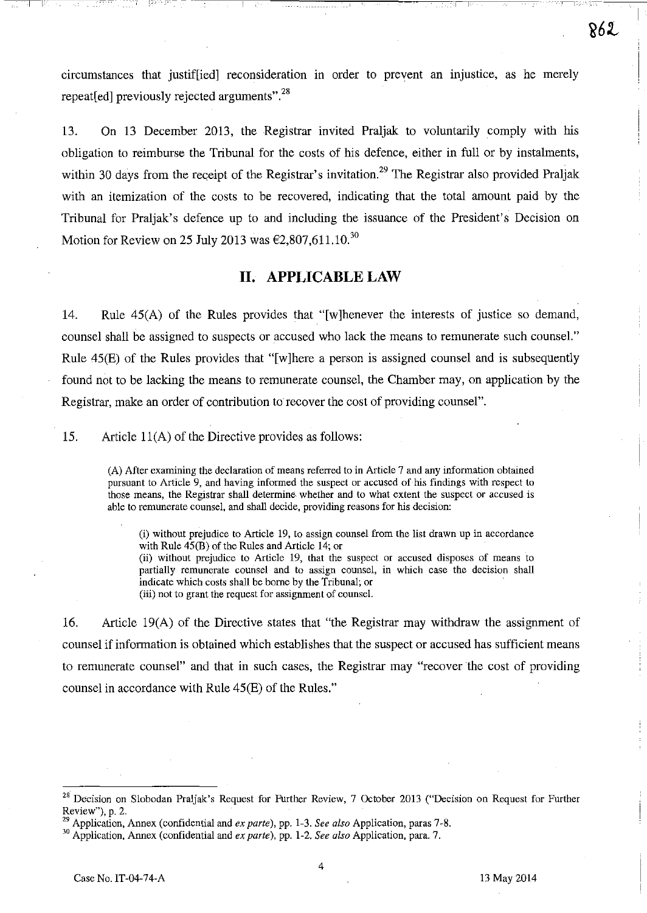circumstances that justif[ied] reconsideration in order to prevent an injustice, as he merely repeat[ed] previously rejected arguments".[28]

13. On 13 December 2013, the Registrar invited Praljak to voluntarily comply with his obligation to reimburse the Tribunal for the costs of his defence, either in full or by instalments, within 30 days from the receipt of the Registrar's invitation.[29] The Registrar also provided Praljak with an itemization of the costs to be recovered, indicating that the total amount paid by the Tribunal for Praljak's defence up to and including the issuance of the President's Decision on Motion for Review on 25 July 2013 was €2,807,611.10.[30]

## II. APPLICABLE LAW

14. Rule 45(A) of the Rules provides that "[w]henever the interests of justice so demand, counsel shall be assigned to suspects or accused who lack the means to remunerate such counsel." Rule 45(E) of the Rules provides that "[w]here a person is assigned counsel and is subsequently found not to be lacking the means to remunerate counsel, the Chamber may, on application by the Registrar, make an order of contribution to recover the cost of providing counsel".

15. Article 11(A) of the Directive provides as follows:

> (A) After examining the declaration of means referred to in Article 7 and any information obtained pursuant to Article 9, and having informed the suspect or accused of his findings with respect to those means, the Registrar shall determine whether and to what extent the suspect or accused is able to remunerate counsel, and shall decide, providing reasons for his decision:
>
> (i) without prejudice to Article 19, to assign counsel from the list drawn up in accordance with Rule 45(B) of the Rules and Article 14; or
> (ii) without prejudice to Article 19, that the suspect or accused disposes of means to partially remunerate counsel and to assign counsel, in which case the decision shall indicate which costs shall be borne by the Tribunal; or
> (iii) not to grant the request for assignment of counsel.

16. Article 19(A) of the Directive states that "the Registrar may withdraw the assignment of counsel if information is obtained which establishes that the suspect or accused has sufficient means to remunerate counsel" and that in such cases, the Registrar may "recover the cost of providing counsel in accordance with Rule 45(E) of the Rules."

---

[28] Decision on Slobodan Praljak's Request for Further Review, 7 October 2013 ("Decision on Request for Further Review"), p. 2.

[29] Application, Annex (confidential and *ex parte*), pp. 1-3. *See also* Application, paras 7-8.

[30] Application, Annex (confidential and *ex parte*), pp. 1-2. *See also* Application, para. 7.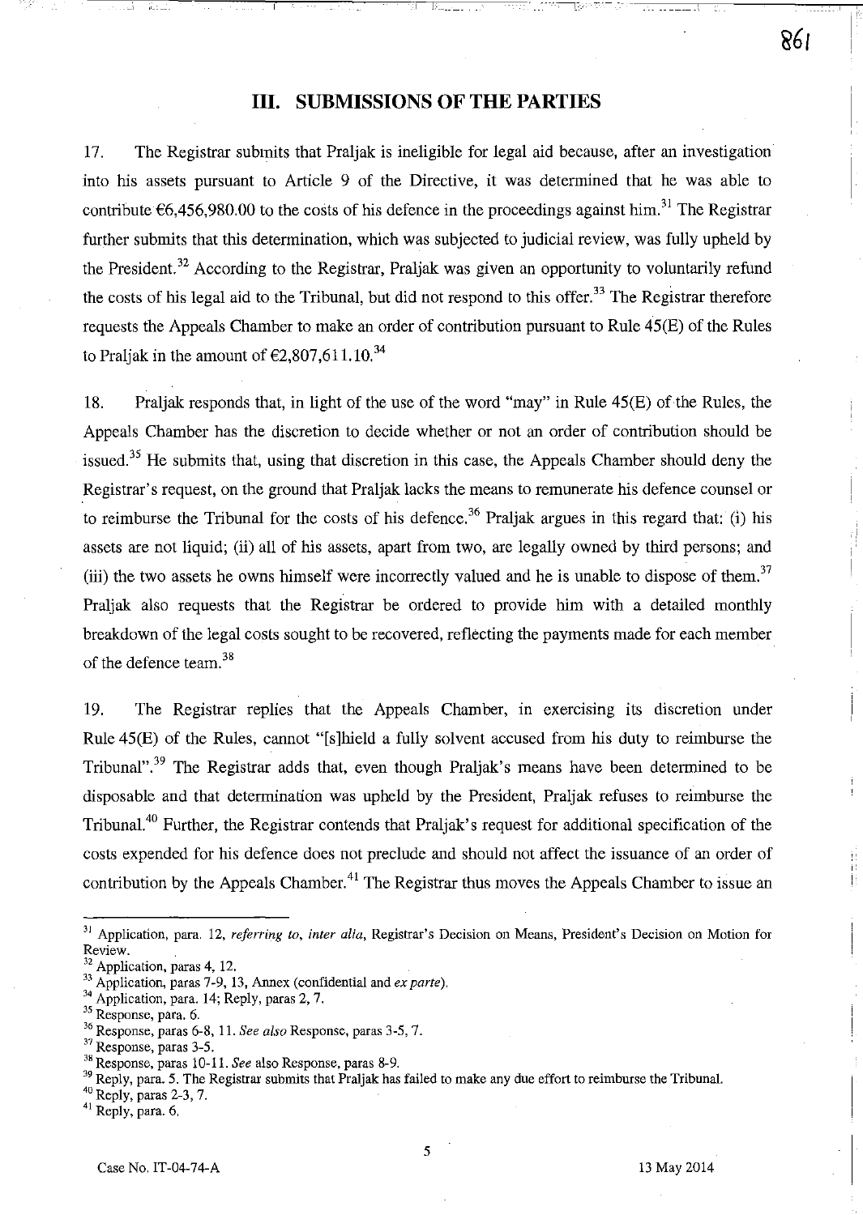## III. SUBMISSIONS OF THE PARTIES

17. The Registrar submits that Praljak is ineligible for legal aid because, after an investigation into his assets pursuant to Article 9 of the Directive, it was determined that he was able to contribute €6,456,980.00 to the costs of his defence in the proceedings against him.[31] The Registrar further submits that this determination, which was subjected to judicial review, was fully upheld by the President.[32] According to the Registrar, Praljak was given an opportunity to voluntarily refund the costs of his legal aid to the Tribunal, but did not respond to this offer.[33] The Registrar therefore requests the Appeals Chamber to make an order of contribution pursuant to Rule 45(E) of the Rules to Praljak in the amount of €2,807,611.10.[34]

18. Praljak responds that, in light of the use of the word "may" in Rule 45(E) of the Rules, the Appeals Chamber has the discretion to decide whether or not an order of contribution should be issued.[35] He submits that, using that discretion in this case, the Appeals Chamber should deny the Registrar's request, on the ground that Praljak lacks the means to remunerate his defence counsel or to reimburse the Tribunal for the costs of his defence.[36] Praljak argues in this regard that: (i) his assets are not liquid; (ii) all of his assets, apart from two, are legally owned by third persons; and (iii) the two assets he owns himself were incorrectly valued and he is unable to dispose of them.[37] Praljak also requests that the Registrar be ordered to provide him with a detailed monthly breakdown of the legal costs sought to be recovered, reflecting the payments made for each member of the defence team.[38]

19. The Registrar replies that the Appeals Chamber, in exercising its discretion under Rule 45(E) of the Rules, cannot "[s]hield a fully solvent accused from his duty to reimburse the Tribunal".[39] The Registrar adds that, even though Praljak's means have been determined to be disposable and that determination was upheld by the President, Praljak refuses to reimburse the Tribunal.[40] Further, the Registrar contends that Praljak's request for additional specification of the costs expended for his defence does not preclude and should not affect the issuance of an order of contribution by the Appeals Chamber.[41] The Registrar thus moves the Appeals Chamber to issue an

---

[31] Application, para. 12, *referring to*, *inter alia*, Registrar's Decision on Means, President's Decision on Motion for Review.

[32] Application, paras 4, 12.

[33] Application, paras 7-9, 13, Annex (confidential and *ex parte*).

[34] Application, para. 14; Reply, paras 2, 7.

[35] Response, para. 6.

[36] Response, paras 6-8, 11. *See also* Response, paras 3-5, 7.

[37] Response, paras 3-5.

[38] Response, paras 10-11. *See* also Response, paras 8-9.

[39] Reply, para. 5. The Registrar submits that Praljak has failed to make any due effort to reimburse the Tribunal.

[40] Reply, paras 2-3, 7.

[41] Reply, para. 6.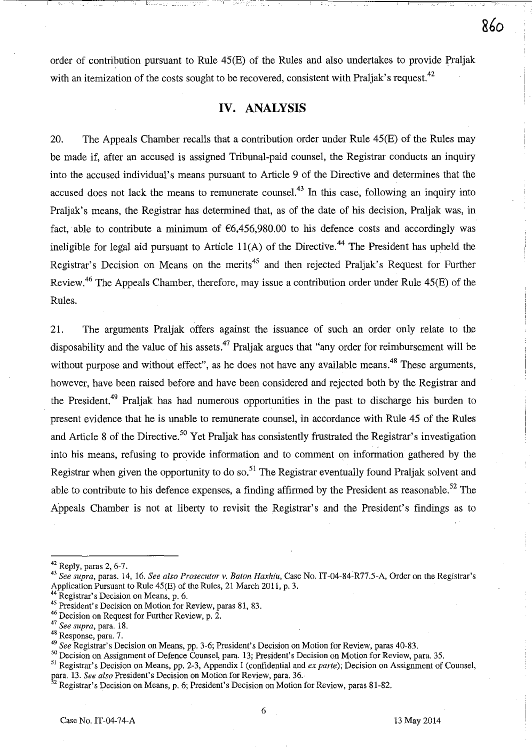order of contribution pursuant to Rule 45(E) of the Rules and also undertakes to provide Praljak with an itemization of the costs sought to be recovered, consistent with Praljak's request.[42]

## IV. ANALYSIS

20. The Appeals Chamber recalls that a contribution order under Rule 45(E) of the Rules may be made if, after an accused is assigned Tribunal-paid counsel, the Registrar conducts an inquiry into the accused individual's means pursuant to Article 9 of the Directive and determines that the accused does not lack the means to remunerate counsel.[43] In this case, following an inquiry into Praljak's means, the Registrar has determined that, as of the date of his decision, Praljak was, in fact, able to contribute a minimum of €6,456,980.00 to his defence costs and accordingly was ineligible for legal aid pursuant to Article 11(A) of the Directive.[44] The President has upheld the Registrar's Decision on Means on the merits[45] and then rejected Praljak's Request for Further Review.[46] The Appeals Chamber, therefore, may issue a contribution order under Rule 45(E) of the Rules.

21. The arguments Praljak offers against the issuance of such an order only relate to the disposability and the value of his assets.[47] Praljak argues that "any order for reimbursement will be without purpose and without effect", as he does not have any available means.[48] These arguments, however, have been raised before and have been considered and rejected both by the Registrar and the President.[49] Praljak has had numerous opportunities in the past to discharge his burden to present evidence that he is unable to remunerate counsel, in accordance with Rule 45 of the Rules and Article 8 of the Directive.[50] Yet Praljak has consistently frustrated the Registrar's investigation into his means, refusing to provide information and to comment on information gathered by the Registrar when given the opportunity to do so.[51] The Registrar eventually found Praljak solvent and able to contribute to his defence expenses, a finding affirmed by the President as reasonable.[52] The Appeals Chamber is not at liberty to revisit the Registrar's and the President's findings as to

---

[42] Reply, paras 2, 6-7.

[43] *See supra*, paras. 14, 16. *See also Prosecutor v. Baton Haxhiu*, Case No. IT-04-84-R77.5-A, Order on the Registrar's Application Pursuant to Rule 45(E) of the Rules, 21 March 2011, p. 3.

[44] Registrar's Decision on Means, p. 6.

[45] President's Decision on Motion for Review, paras 81, 83.

[46] Decision on Request for Further Review, p. 2.

[47] *See supra*, para. 18.

[48] Response, para. 7.

[49] *See* Registrar's Decision on Means, pp. 3-6; President's Decision on Motion for Review, paras 40-83.

[50] Decision on Assignment of Defence Counsel, para. 13; President's Decision on Motion for Review, para. 35.

[51] Registrar's Decision on Means, pp. 2-3, Appendix I (confidential and *ex parte*); Decision on Assignment of Counsel, para. 13. *See also* President's Decision on Motion for Review, para. 36.

[52] Registrar's Decision on Means, p. 6; President's Decision on Motion for Review, paras 81-82.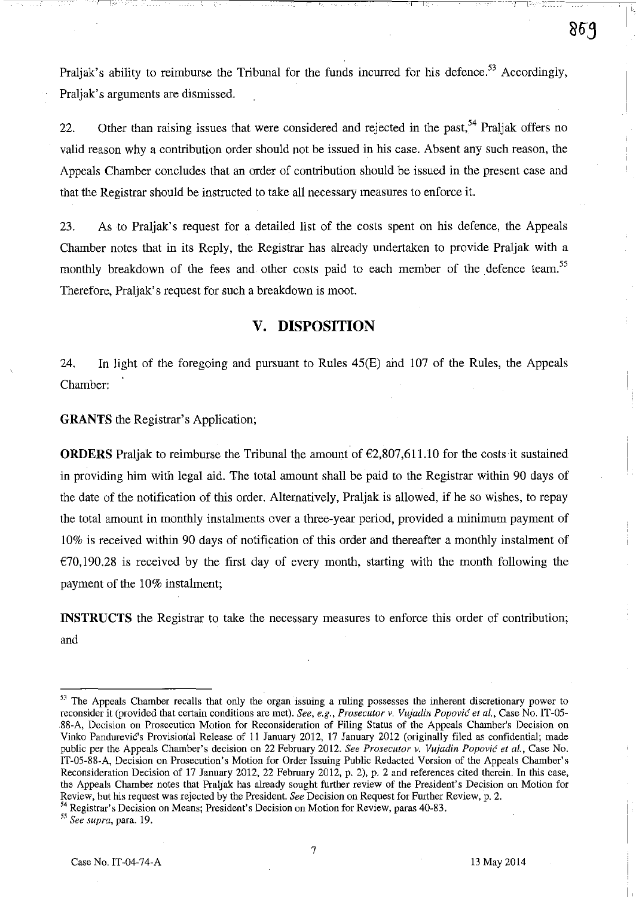Praljak's ability to reimburse the Tribunal for the funds incurred for his defence.[53] Accordingly, Praljak's arguments are dismissed.

22. Other than raising issues that were considered and rejected in the past,[54] Praljak offers no valid reason why a contribution order should not be issued in his case. Absent any such reason, the Appeals Chamber concludes that an order of contribution should be issued in the present case and that the Registrar should be instructed to take all necessary measures to enforce it.

23. As to Praljak's request for a detailed list of the costs spent on his defence, the Appeals Chamber notes that in its Reply, the Registrar has already undertaken to provide Praljak with a monthly breakdown of the fees and other costs paid to each member of the defence team.[55] Therefore, Praljak's request for such a breakdown is moot.

## V. DISPOSITION

24. In light of the foregoing and pursuant to Rules 45(E) and 107 of the Rules, the Appeals Chamber:

**GRANTS** the Registrar's Application;

**ORDERS** Praljak to reimburse the Tribunal the amount of €2,807,611.10 for the costs it sustained in providing him with legal aid. The total amount shall be paid to the Registrar within 90 days of the date of the notification of this order. Alternatively, Praljak is allowed, if he so wishes, to repay the total amount in monthly instalments over a three-year period, provided a minimum payment of 10% is received within 90 days of notification of this order and thereafter a monthly instalment of €70,190.28 is received by the first day of every month, starting with the month following the payment of the 10% instalment;

**INSTRUCTS** the Registrar to take the necessary measures to enforce this order of contribution; and

---

[53] The Appeals Chamber recalls that only the organ issuing a ruling possesses the inherent discretionary power to reconsider it (provided that certain conditions are met). *See, e.g., Prosecutor v. Vujadin Popović et al.*, Case No. IT-05-88-A, Decision on Prosecution Motion for Reconsideration of Filing Status of the Appeals Chamber's Decision on Vinko Pandurević's Provisional Release of 11 January 2012, 17 January 2012 (originally filed as confidential; made public per the Appeals Chamber's decision on 22 February 2012. *See Prosecutor v. Vujadin Popović et al.*, Case No. IT-05-88-A, Decision on Prosecution's Motion for Order Issuing Public Redacted Version of the Appeals Chamber's Reconsideration Decision of 17 January 2012, 22 February 2012, p. 2), p. 2 and references cited therein. In this case, the Appeals Chamber notes that Praljak has already sought further review of the President's Decision on Motion for Review, but his request was rejected by the President. *See* Decision on Request for Further Review, p. 2.

[54] Registrar's Decision on Means; President's Decision on Motion for Review, paras 40-83.

[55] *See supra*, para. 19.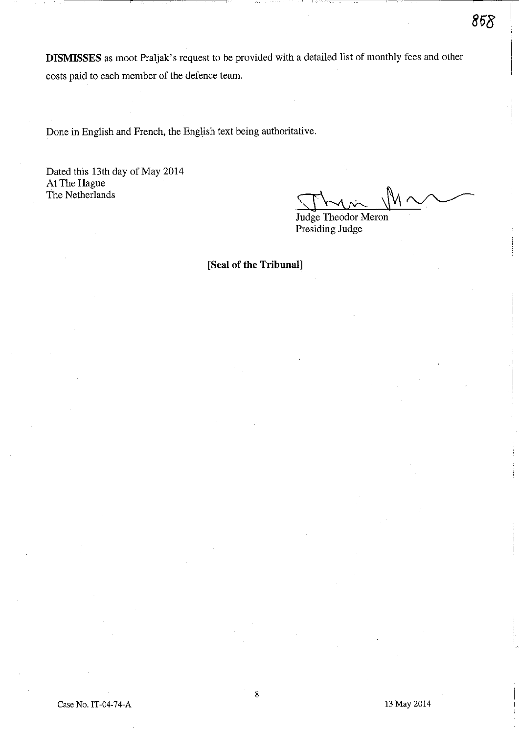**DISMISSES** as moot Praljak's request to be provided with a detailed list of monthly fees and other costs paid to each member of the defence team.

Done in English and French, the English text being authoritative.

Dated this 13th day of May 2014
At The Hague
The Netherlands

Judge Theodor Meron
Presiding Judge

**[Seal of the Tribunal]**